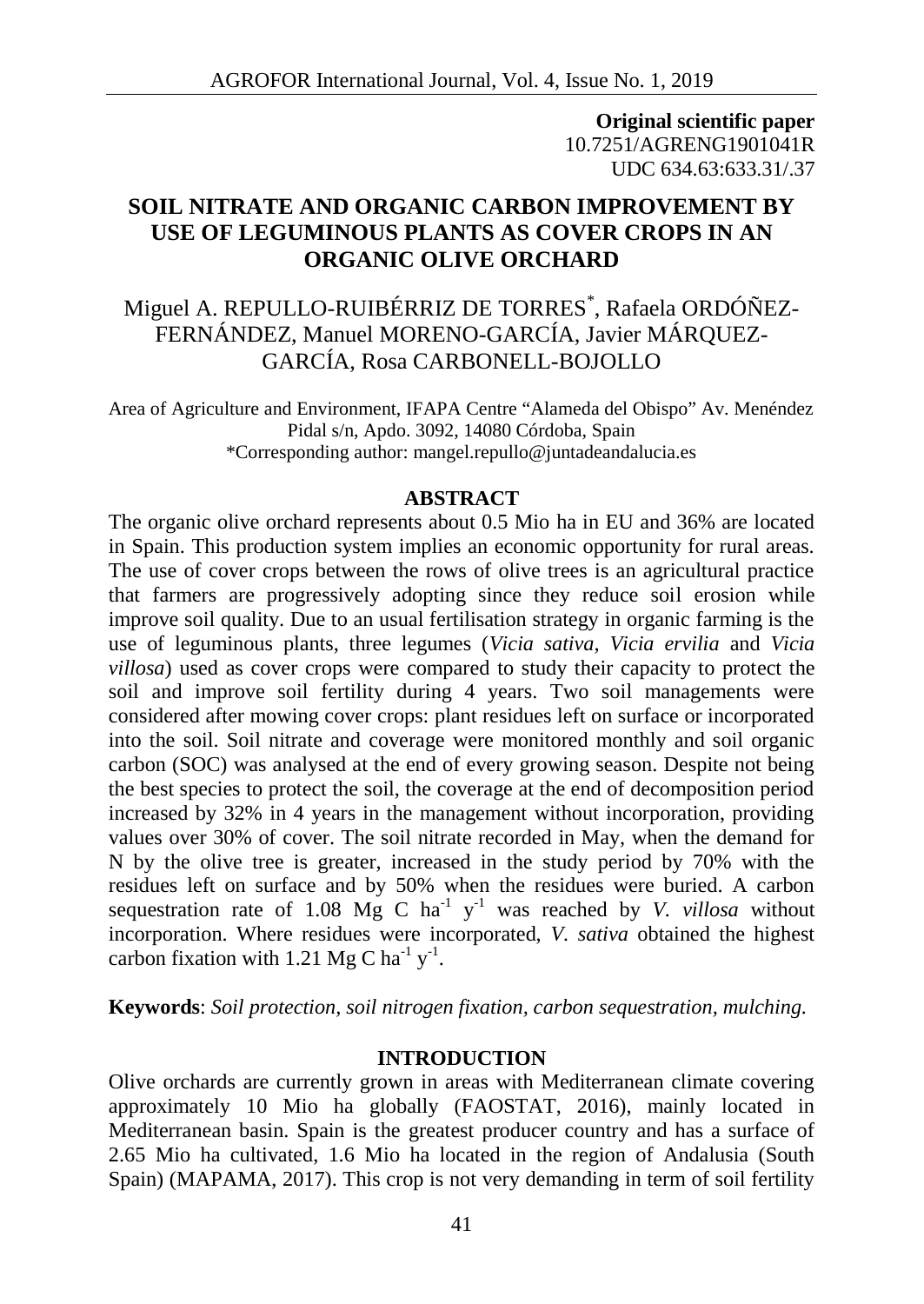**Original scientific paper**
10.7251/AGRENG1901041R
UDC 634.63:633.31/.37

# SOIL NITRATE AND ORGANIC CARBON IMPROVEMENT BY USE OF LEGUMINOUS PLANTS AS COVER CROPS IN AN ORGANIC OLIVE ORCHARD

Miguel A. REPULLO-RUIBÉRRIZ DE TORRES*, Rafaela ORDÓÑEZ-FERNÁNDEZ, Manuel MORENO-GARCÍA, Javier MÁRQUEZ-GARCÍA, Rosa CARBONELL-BOJOLLO

Area of Agriculture and Environment, IFAPA Centre "Alameda del Obispo" Av. Menéndez Pidal s/n, Apdo. 3092, 14080 Córdoba, Spain
*Corresponding author: mangel.repullo@juntadeandalucia.es

## ABSTRACT

The organic olive orchard represents about 0.5 Mio ha in EU and 36% are located in Spain. This production system implies an economic opportunity for rural areas. The use of cover crops between the rows of olive trees is an agricultural practice that farmers are progressively adopting since they reduce soil erosion while improve soil quality. Due to an usual fertilisation strategy in organic farming is the use of leguminous plants, three legumes (*Vicia sativa*, *Vicia ervilia* and *Vicia villosa*) used as cover crops were compared to study their capacity to protect the soil and improve soil fertility during 4 years. Two soil managements were considered after mowing cover crops: plant residues left on surface or incorporated into the soil. Soil nitrate and coverage were monitored monthly and soil organic carbon (SOC) was analysed at the end of every growing season. Despite not being the best species to protect the soil, the coverage at the end of decomposition period increased by 32% in 4 years in the management without incorporation, providing values over 30% of cover. The soil nitrate recorded in May, when the demand for N by the olive tree is greater, increased in the study period by 70% with the residues left on surface and by 50% when the residues were buried. A carbon sequestration rate of 1.08 Mg C $ha^{-1}$ $y^{-1}$ was reached by *V. villosa* without incorporation. Where residues were incorporated, *V. sativa* obtained the highest carbon fixation with 1.21 Mg C $ha^{-1}$ $y^{-1}$.

**Keywords**: *Soil protection, soil nitrogen fixation, carbon sequestration, mulching.*

## INTRODUCTION

Olive orchards are currently grown in areas with Mediterranean climate covering approximately 10 Mio ha globally (FAOSTAT, 2016), mainly located in Mediterranean basin. Spain is the greatest producer country and has a surface of 2.65 Mio ha cultivated, 1.6 Mio ha located in the region of Andalusia (South Spain) (MAPAMA, 2017). This crop is not very demanding in term of soil fertility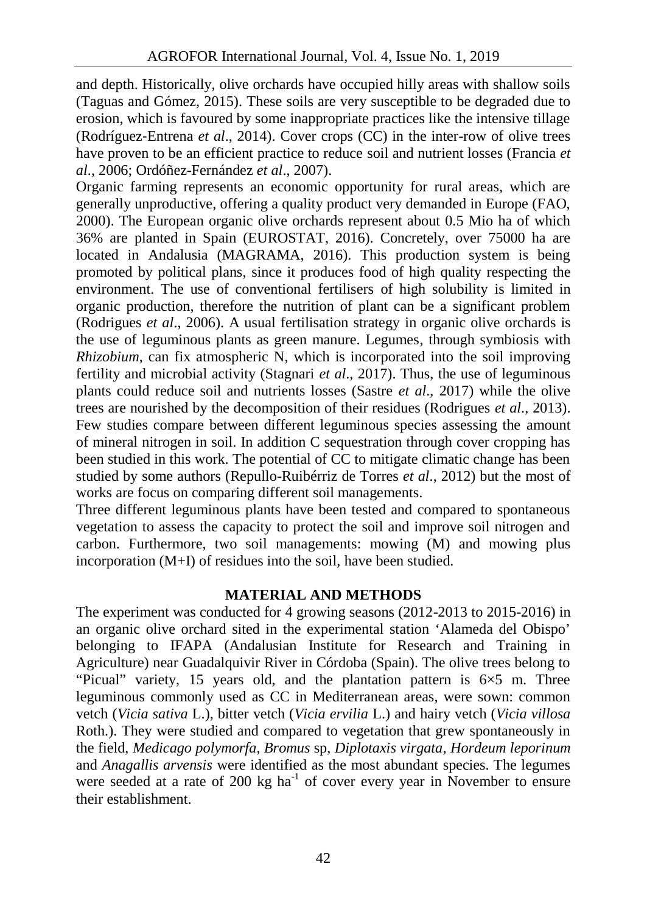and depth. Historically, olive orchards have occupied hilly areas with shallow soils (Taguas and Gómez, 2015). These soils are very susceptible to be degraded due to erosion, which is favoured by some inappropriate practices like the intensive tillage (Rodríguez-Entrena *et al*., 2014). Cover crops (CC) in the inter-row of olive trees have proven to be an efficient practice to reduce soil and nutrient losses (Francia *et al*., 2006; Ordóñez-Fernández *et al*., 2007).

Organic farming represents an economic opportunity for rural areas, which are generally unproductive, offering a quality product very demanded in Europe (FAO, 2000). The European organic olive orchards represent about 0.5 Mio ha of which 36% are planted in Spain (EUROSTAT, 2016). Concretely, over 75000 ha are located in Andalusia (MAGRAMA, 2016). This production system is being promoted by political plans, since it produces food of high quality respecting the environment. The use of conventional fertilisers of high solubility is limited in organic production, therefore the nutrition of plant can be a significant problem (Rodrigues *et al*., 2006). A usual fertilisation strategy in organic olive orchards is the use of leguminous plants as green manure. Legumes, through symbiosis with *Rhizobium*, can fix atmospheric N, which is incorporated into the soil improving fertility and microbial activity (Stagnari *et al*., 2017). Thus, the use of leguminous plants could reduce soil and nutrients losses (Sastre *et al*., 2017) while the olive trees are nourished by the decomposition of their residues (Rodrigues *et al*., 2013). Few studies compare between different leguminous species assessing the amount of mineral nitrogen in soil. In addition C sequestration through cover cropping has been studied in this work. The potential of CC to mitigate climatic change has been studied by some authors (Repullo-Ruibérriz de Torres *et al*., 2012) but the most of works are focus on comparing different soil managements.

Three different leguminous plants have been tested and compared to spontaneous vegetation to assess the capacity to protect the soil and improve soil nitrogen and carbon. Furthermore, two soil managements: mowing (M) and mowing plus incorporation (M+I) of residues into the soil, have been studied.

## MATERIAL AND METHODS

The experiment was conducted for 4 growing seasons (2012-2013 to 2015-2016) in an organic olive orchard sited in the experimental station 'Alameda del Obispo' belonging to IFAPA (Andalusian Institute for Research and Training in Agriculture) near Guadalquivir River in Córdoba (Spain). The olive trees belong to "Picual" variety, 15 years old, and the plantation pattern is 6×5 m. Three leguminous commonly used as CC in Mediterranean areas, were sown: common vetch (*Vicia sativa* L.), bitter vetch (*Vicia ervilia* L.) and hairy vetch (*Vicia villosa* Roth.). They were studied and compared to vegetation that grew spontaneously in the field, *Medicago polymorfa*, *Bromus* sp, *Diplotaxis virgata*, *Hordeum leporinum* and *Anagallis arvensis* were identified as the most abundant species. The legumes were seeded at a rate of 200 kg $ha^{-1}$ of cover every year in November to ensure their establishment.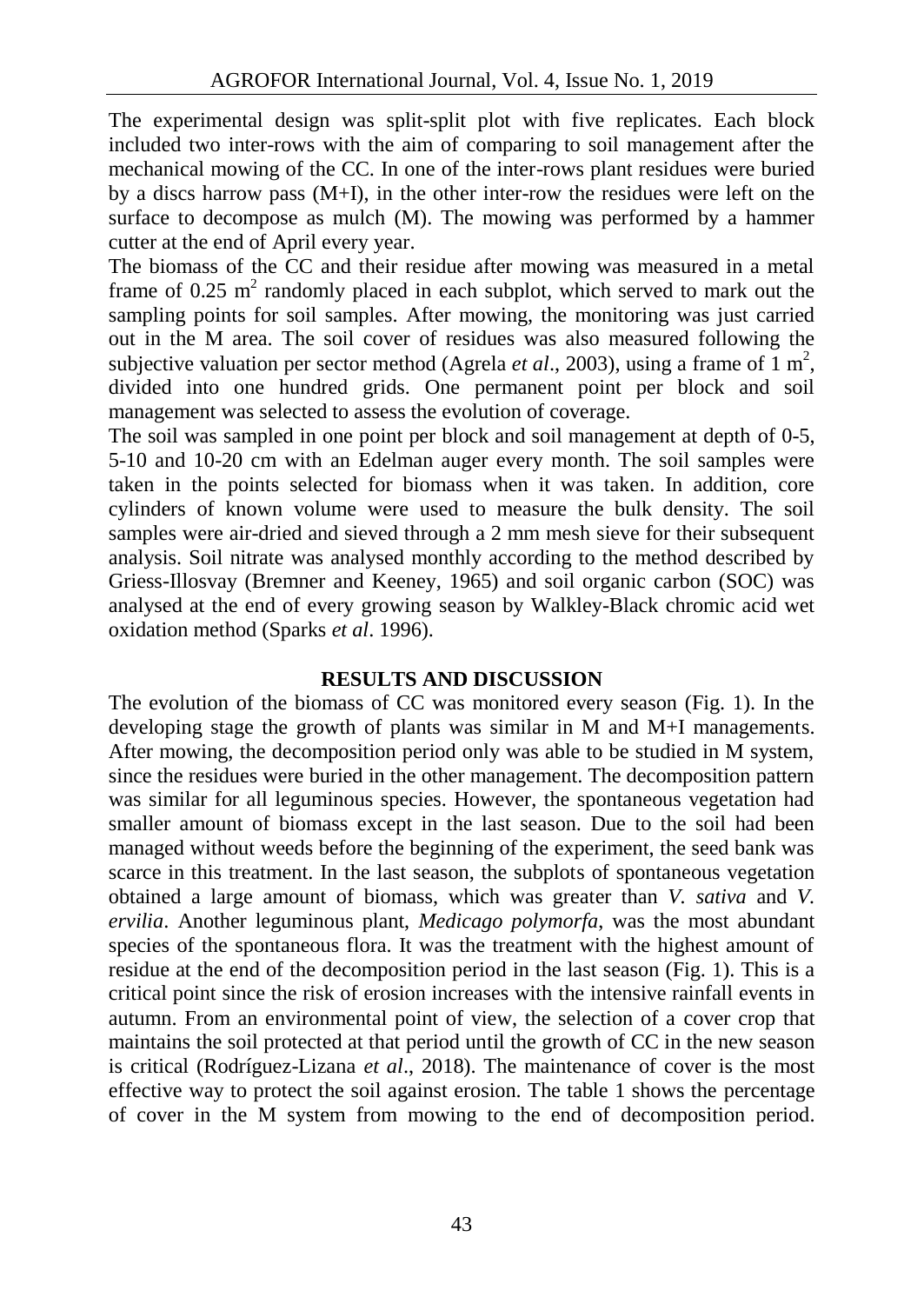The experimental design was split-split plot with five replicates. Each block included two inter-rows with the aim of comparing to soil management after the mechanical mowing of the CC. In one of the inter-rows plant residues were buried by a discs harrow pass (M+I), in the other inter-row the residues were left on the surface to decompose as mulch (M). The mowing was performed by a hammer cutter at the end of April every year.

The biomass of the CC and their residue after mowing was measured in a metal frame of 0.25 $m^2$ randomly placed in each subplot, which served to mark out the sampling points for soil samples. After mowing, the monitoring was just carried out in the M area. The soil cover of residues was also measured following the subjective valuation per sector method (Agrela *et al*., 2003), using a frame of 1 $m^2$, divided into one hundred grids. One permanent point per block and soil management was selected to assess the evolution of coverage.

The soil was sampled in one point per block and soil management at depth of 0-5, 5-10 and 10-20 cm with an Edelman auger every month. The soil samples were taken in the points selected for biomass when it was taken. In addition, core cylinders of known volume were used to measure the bulk density. The soil samples were air-dried and sieved through a 2 mm mesh sieve for their subsequent analysis. Soil nitrate was analysed monthly according to the method described by Griess-Illosvay (Bremner and Keeney, 1965) and soil organic carbon (SOC) was analysed at the end of every growing season by Walkley-Black chromic acid wet oxidation method (Sparks *et al*. 1996).

## RESULTS AND DISCUSSION

The evolution of the biomass of CC was monitored every season (Fig. 1). In the developing stage the growth of plants was similar in M and M+I managements. After mowing, the decomposition period only was able to be studied in M system, since the residues were buried in the other management. The decomposition pattern was similar for all leguminous species. However, the spontaneous vegetation had smaller amount of biomass except in the last season. Due to the soil had been managed without weeds before the beginning of the experiment, the seed bank was scarce in this treatment. In the last season, the subplots of spontaneous vegetation obtained a large amount of biomass, which was greater than *V. sativa* and *V. ervilia*. Another leguminous plant, *Medicago polymorfa*, was the most abundant species of the spontaneous flora. It was the treatment with the highest amount of residue at the end of the decomposition period in the last season (Fig. 1). This is a critical point since the risk of erosion increases with the intensive rainfall events in autumn. From an environmental point of view, the selection of a cover crop that maintains the soil protected at that period until the growth of CC in the new season is critical (Rodríguez-Lizana *et al*., 2018). The maintenance of cover is the most effective way to protect the soil against erosion. The table 1 shows the percentage of cover in the M system from mowing to the end of decomposition period.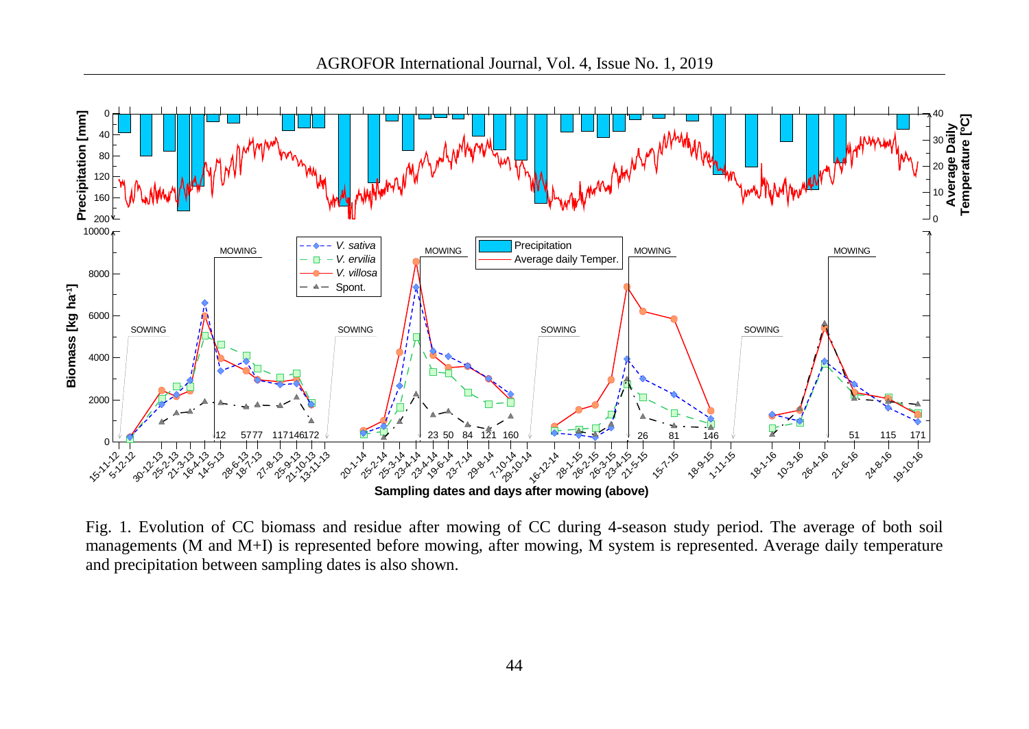Fig. 1. Evolution of CC biomass and residue after mowing of CC during 4-season study period. The average of both soil managements (M and M+I) is represented before mowing, after mowing, M system is represented. Average daily temperature and precipitation between sampling dates is also shown.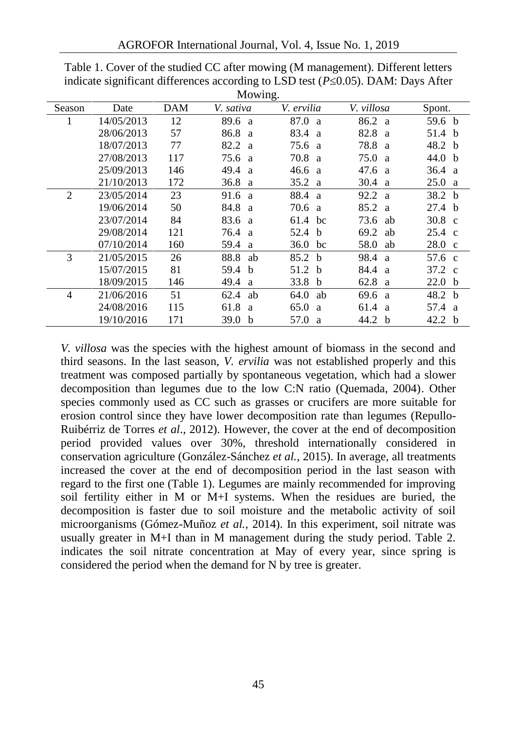Table 1. Cover of the studied CC after mowing (M management). Different letters indicate significant differences according to LSD test ($P \leq 0.05$). DAM: Days After Mowing.

| Season | Date | DAM | *V. sativa* | *V. ervilia* | *V. villosa* | Spont. |
|---|---|---|---|---|---|---|
| 1 | 14/05/2013 | 12 | 89.6 a | 87.0 a | 86.2 a | 59.6 b |
| | 28/06/2013 | 57 | 86.8 a | 83.4 a | 82.8 a | 51.4 b |
| | 18/07/2013 | 77 | 82.2 a | 75.6 a | 78.8 a | 48.2 b |
| | 27/08/2013 | 117 | 75.6 a | 70.8 a | 75.0 a | 44.0 b |
| | 25/09/2013 | 146 | 49.4 a | 46.6 a | 47.6 a | 36.4 a |
| | 21/10/2013 | 172 | 36.8 a | 35.2 a | 30.4 a | 25.0 a |
| 2 | 23/05/2014 | 23 | 91.6 a | 88.4 a | 92.2 a | 38.2 b |
| | 19/06/2014 | 50 | 84.8 a | 70.6 a | 85.2 a | 27.4 b |
| | 23/07/2014 | 84 | 83.6 a | 61.4 bc | 73.6 ab | 30.8 c |
| | 29/08/2014 | 121 | 76.4 a | 52.4 b | 69.2 ab | 25.4 c |
| | 07/10/2014 | 160 | 59.4 a | 36.0 bc | 58.0 ab | 28.0 c |
| 3 | 21/05/2015 | 26 | 88.8 ab | 85.2 b | 98.4 a | 57.6 c |
| | 15/07/2015 | 81 | 59.4 b | 51.2 b | 84.4 a | 37.2 c |
| | 18/09/2015 | 146 | 49.4 a | 33.8 b | 62.8 a | 22.0 b |
| 4 | 21/06/2016 | 51 | 62.4 ab | 64.0 ab | 69.6 a | 48.2 b |
| | 24/08/2016 | 115 | 61.8 a | 65.0 a | 61.4 a | 57.4 a |
| | 19/10/2016 | 171 | 39.0 b | 57.0 a | 44.2 b | 42.2 b |

*V. villosa* was the species with the highest amount of biomass in the second and third seasons. In the last season, *V. ervilia* was not established properly and this treatment was composed partially by spontaneous vegetation, which had a slower decomposition than legumes due to the low C:N ratio (Quemada, 2004). Other species commonly used as CC such as grasses or crucifers are more suitable for erosion control since they have lower decomposition rate than legumes (Repullo-Ruibérriz de Torres *et al*., 2012). However, the cover at the end of decomposition period provided values over 30%, threshold internationally considered in conservation agriculture (González-Sánchez *et al.*, 2015). In average, all treatments increased the cover at the end of decomposition period in the last season with regard to the first one (Table 1). Legumes are mainly recommended for improving soil fertility either in M or M+I systems. When the residues are buried, the decomposition is faster due to soil moisture and the metabolic activity of soil microorganisms (Gómez-Muñoz *et al.*, 2014). In this experiment, soil nitrate was usually greater in M+I than in M management during the study period. Table 2. indicates the soil nitrate concentration at May of every year, since spring is considered the period when the demand for N by tree is greater.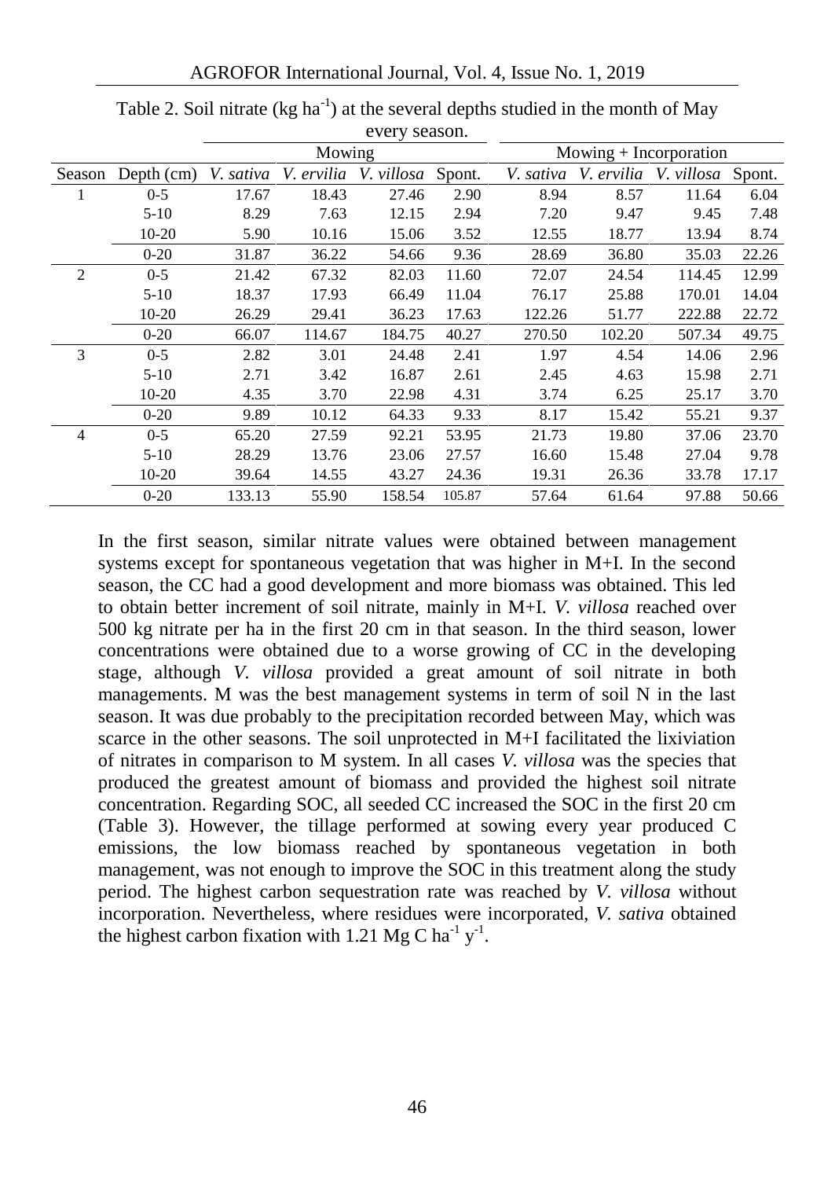Table 2. Soil nitrate (kg $ha^{-1}$) at the several depths studied in the month of May every season.

| | | Mowing | | | | Mowing + Incorporation | | | |
|---|---|---|---|---|---|---|---|---|---|
| Season | Depth (cm) | *V. sativa* | *V. ervilia* | *V. villosa* | Spont. | *V. sativa* | *V. ervilia* | *V. villosa* | Spont. |
| 1 | 0-5 | 17.67 | 18.43 | 27.46 | 2.90 | 8.94 | 8.57 | 11.64 | 6.04 |
| | 5-10 | 8.29 | 7.63 | 12.15 | 2.94 | 7.20 | 9.47 | 9.45 | 7.48 |
| | 10-20 | 5.90 | 10.16 | 15.06 | 3.52 | 12.55 | 18.77 | 13.94 | 8.74 |
| | 0-20 | 31.87 | 36.22 | 54.66 | 9.36 | 28.69 | 36.80 | 35.03 | 22.26 |
| 2 | 0-5 | 21.42 | 67.32 | 82.03 | 11.60 | 72.07 | 24.54 | 114.45 | 12.99 |
| | 5-10 | 18.37 | 17.93 | 66.49 | 11.04 | 76.17 | 25.88 | 170.01 | 14.04 |
| | 10-20 | 26.29 | 29.41 | 36.23 | 17.63 | 122.26 | 51.77 | 222.88 | 22.72 |
| | 0-20 | 66.07 | 114.67 | 184.75 | 40.27 | 270.50 | 102.20 | 507.34 | 49.75 |
| 3 | 0-5 | 2.82 | 3.01 | 24.48 | 2.41 | 1.97 | 4.54 | 14.06 | 2.96 |
| | 5-10 | 2.71 | 3.42 | 16.87 | 2.61 | 2.45 | 4.63 | 15.98 | 2.71 |
| | 10-20 | 4.35 | 3.70 | 22.98 | 4.31 | 3.74 | 6.25 | 25.17 | 3.70 |
| | 0-20 | 9.89 | 10.12 | 64.33 | 9.33 | 8.17 | 15.42 | 55.21 | 9.37 |
| 4 | 0-5 | 65.20 | 27.59 | 92.21 | 53.95 | 21.73 | 19.80 | 37.06 | 23.70 |
| | 5-10 | 28.29 | 13.76 | 23.06 | 27.57 | 16.60 | 15.48 | 27.04 | 9.78 |
| | 10-20 | 39.64 | 14.55 | 43.27 | 24.36 | 19.31 | 26.36 | 33.78 | 17.17 |
| | 0-20 | 133.13 | 55.90 | 158.54 | 105.87 | 57.64 | 61.64 | 97.88 | 50.66 |

In the first season, similar nitrate values were obtained between management systems except for spontaneous vegetation that was higher in M+I. In the second season, the CC had a good development and more biomass was obtained. This led to obtain better increment of soil nitrate, mainly in M+I. *V. villosa* reached over 500 kg nitrate per ha in the first 20 cm in that season. In the third season, lower concentrations were obtained due to a worse growing of CC in the developing stage, although *V. villosa* provided a great amount of soil nitrate in both managements. M was the best management systems in term of soil N in the last season. It was due probably to the precipitation recorded between May, which was scarce in the other seasons. The soil unprotected in M+I facilitated the lixiviation of nitrates in comparison to M system. In all cases *V. villosa* was the species that produced the greatest amount of biomass and provided the highest soil nitrate concentration. Regarding SOC, all seeded CC increased the SOC in the first 20 cm (Table 3). However, the tillage performed at sowing every year produced C emissions, the low biomass reached by spontaneous vegetation in both management, was not enough to improve the SOC in this treatment along the study period. The highest carbon sequestration rate was reached by *V. villosa* without incorporation. Nevertheless, where residues were incorporated, *V. sativa* obtained the highest carbon fixation with 1.21 Mg C $ha^{-1}$ $y^{-1}$.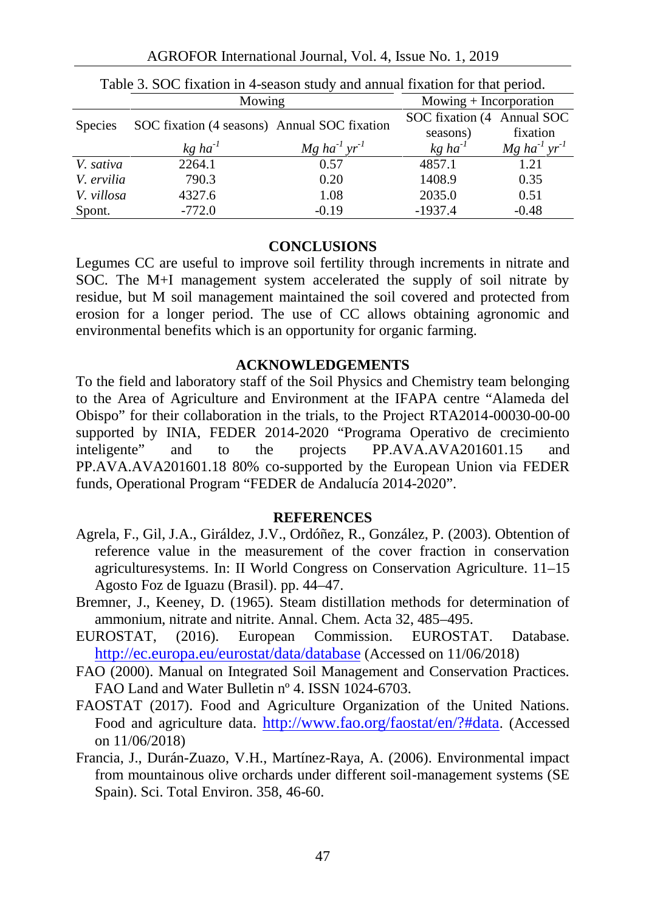Table 3. SOC fixation in 4-season study and annual fixation for that period.

| Species | Mowing | | Mowing + Incorporation | |
|---|---|---|---|---|
| | SOC fixation (4 seasons) | Annual SOC fixation | SOC fixation (4 seasons) | Annual SOC fixation |
| | *kg ha$^{-1}$* | *Mg ha$^{-1}$ yr$^{-1}$* | *kg ha$^{-1}$* | *Mg ha$^{-1}$ yr$^{-1}$* |
| *V. sativa* | 2264.1 | 0.57 | 4857.1 | 1.21 |
| *V. ervilia* | 790.3 | 0.20 | 1408.9 | 0.35 |
| *V. villosa* | 4327.6 | 1.08 | 2035.0 | 0.51 |
| Spont. | -772.0 | -0.19 | -1937.4 | -0.48 |

## CONCLUSIONS

Legumes CC are useful to improve soil fertility through increments in nitrate and SOC. The M+I management system accelerated the supply of soil nitrate by residue, but M soil management maintained the soil covered and protected from erosion for a longer period. The use of CC allows obtaining agronomic and environmental benefits which is an opportunity for organic farming.

## ACKNOWLEDGEMENTS

To the field and laboratory staff of the Soil Physics and Chemistry team belonging to the Area of Agriculture and Environment at the IFAPA centre "Alameda del Obispo" for their collaboration in the trials, to the Project RTA2014-00030-00-00 supported by INIA, FEDER 2014-2020 "Programa Operativo de crecimiento inteligente" and to the projects PP.AVA.AVA201601.15 and PP.AVA.AVA201601.18 80% co-supported by the European Union via FEDER funds, Operational Program "FEDER de Andalucía 2014-2020".

## REFERENCES

Agrela, F., Gil, J.A., Giráldez, J.V., Ordóñez, R., González, P. (2003). Obtention of reference value in the measurement of the cover fraction in conservation agriculturesystems. In: II World Congress on Conservation Agriculture. 11–15 Agosto Foz de Iguazu (Brasil). pp. 44–47.

Bremner, J., Keeney, D. (1965). Steam distillation methods for determination of ammonium, nitrate and nitrite. Annal. Chem. Acta 32, 485–495.

EUROSTAT, (2016). European Commission. EUROSTAT. Database. http://ec.europa.eu/eurostat/data/database (Accessed on 11/06/2018)

FAO (2000). Manual on Integrated Soil Management and Conservation Practices. FAO Land and Water Bulletin nº 4. ISSN 1024-6703.

FAOSTAT (2017). Food and Agriculture Organization of the United Nations. Food and agriculture data. http://www.fao.org/faostat/en/?#data. (Accessed on 11/06/2018)

Francia, J., Durán-Zuazo, V.H., Martínez-Raya, A. (2006). Environmental impact from mountainous olive orchards under different soil-management systems (SE Spain). Sci. Total Environ. 358, 46-60.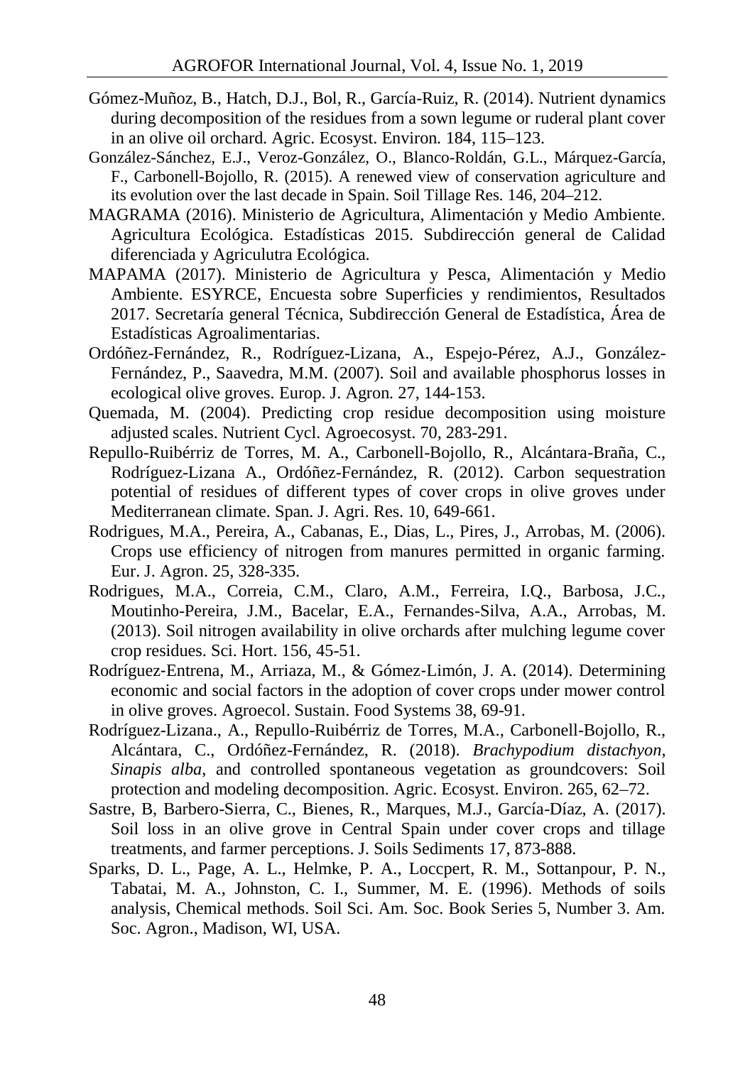Gómez-Muñoz, B., Hatch, D.J., Bol, R., García-Ruiz, R. (2014). Nutrient dynamics during decomposition of the residues from a sown legume or ruderal plant cover in an olive oil orchard. Agric. Ecosyst. Environ. 184, 115–123.

González-Sánchez, E.J., Veroz-González, O., Blanco-Roldán, G.L., Márquez-García, F., Carbonell-Bojollo, R. (2015). A renewed view of conservation agriculture and its evolution over the last decade in Spain. Soil Tillage Res. 146, 204–212.

MAGRAMA (2016). Ministerio de Agricultura, Alimentación y Medio Ambiente. Agricultura Ecológica. Estadísticas 2015. Subdirección general de Calidad diferenciada y Agriculutra Ecológica.

MAPAMA (2017). Ministerio de Agricultura y Pesca, Alimentación y Medio Ambiente. ESYRCE, Encuesta sobre Superficies y rendimientos, Resultados 2017. Secretaría general Técnica, Subdirección General de Estadística, Área de Estadísticas Agroalimentarias.

Ordóñez-Fernández, R., Rodríguez-Lizana, A., Espejo-Pérez, A.J., González-Fernández, P., Saavedra, M.M. (2007). Soil and available phosphorus losses in ecological olive groves. Europ. J. Agron. 27, 144-153.

Quemada, M. (2004). Predicting crop residue decomposition using moisture adjusted scales. Nutrient Cycl. Agroecosyst. 70, 283-291.

Repullo-Ruibérriz de Torres, M. A., Carbonell-Bojollo, R., Alcántara-Braña, C., Rodríguez-Lizana A., Ordóñez-Fernández, R. (2012). Carbon sequestration potential of residues of different types of cover crops in olive groves under Mediterranean climate. Span. J. Agri. Res. 10, 649-661.

Rodrigues, M.A., Pereira, A., Cabanas, E., Dias, L., Pires, J., Arrobas, M. (2006). Crops use efficiency of nitrogen from manures permitted in organic farming. Eur. J. Agron. 25, 328-335.

Rodrigues, M.A., Correia, C.M., Claro, A.M., Ferreira, I.Q., Barbosa, J.C., Moutinho-Pereira, J.M., Bacelar, E.A., Fernandes-Silva, A.A., Arrobas, M. (2013). Soil nitrogen availability in olive orchards after mulching legume cover crop residues. Sci. Hort. 156, 45-51.

Rodríguez‐Entrena, M., Arriaza, M., & Gómez‐Limón, J. A. (2014). Determining economic and social factors in the adoption of cover crops under mower control in olive groves. Agroecol. Sustain. Food Systems 38, 69-91.

Rodríguez-Lizana., A., Repullo-Ruibérriz de Torres, M.A., Carbonell-Bojollo, R., Alcántara, C., Ordóñez-Fernández, R. (2018). *Brachypodium distachyon*, *Sinapis alba*, and controlled spontaneous vegetation as groundcovers: Soil protection and modeling decomposition. Agric. Ecosyst. Environ. 265, 62–72.

Sastre, B, Barbero-Sierra, C., Bienes, R., Marques, M.J., García-Díaz, A. (2017). Soil loss in an olive grove in Central Spain under cover crops and tillage treatments, and farmer perceptions. J. Soils Sediments 17, 873-888.

Sparks, D. L., Page, A. L., Helmke, P. A., Loccpert, R. M., Sottanpour, P. N., Tabatai, M. A., Johnston, C. I., Summer, M. E. (1996). Methods of soils analysis, Chemical methods. Soil Sci. Am. Soc. Book Series 5, Number 3. Am. Soc. Agron., Madison, WI, USA.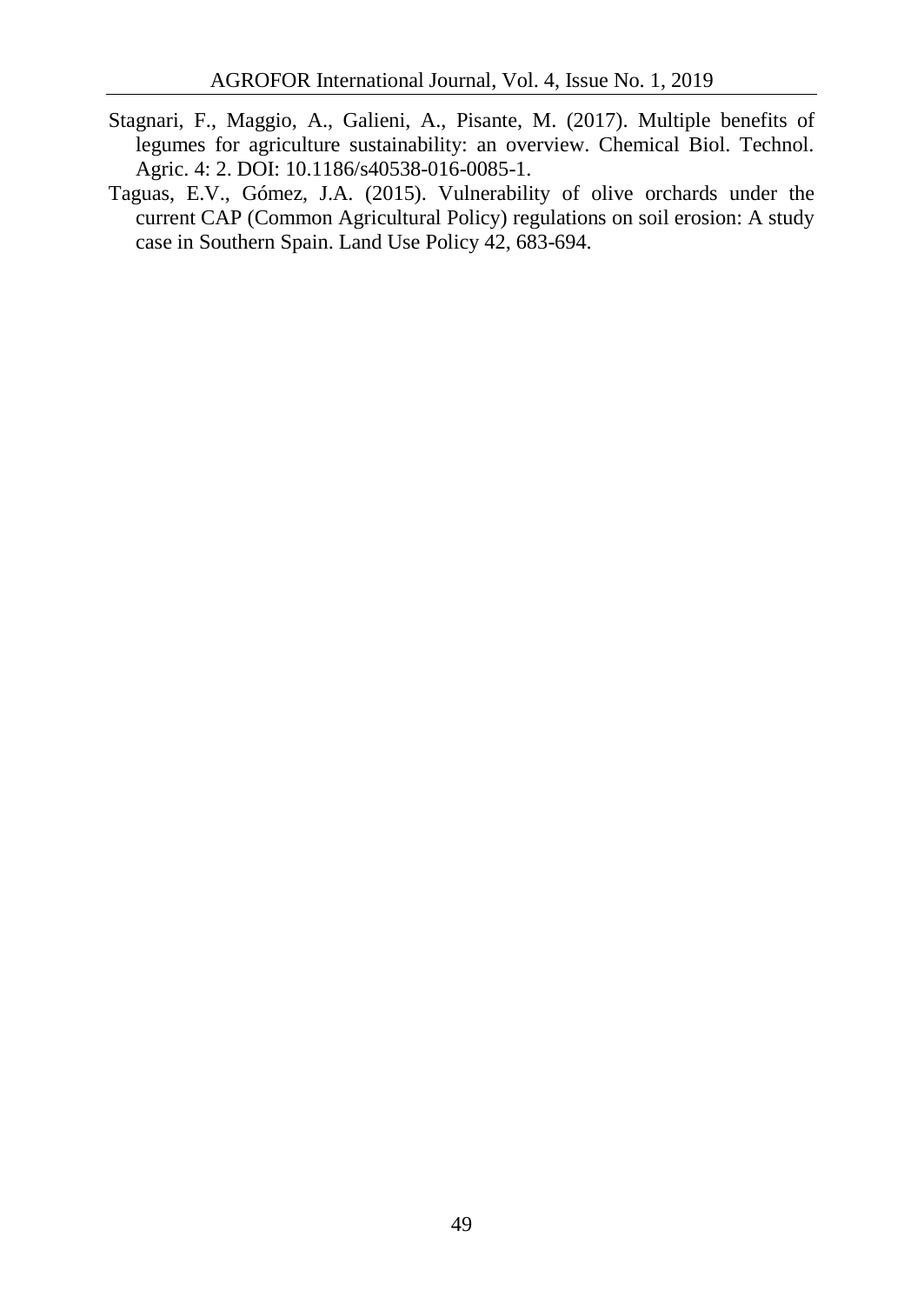Stagnari, F., Maggio, A., Galieni, A., Pisante, M. (2017). Multiple benefits of legumes for agriculture sustainability: an overview. Chemical Biol. Technol. Agric. 4: 2. DOI: 10.1186/s40538-016-0085-1.

Taguas, E.V., Gómez, J.A. (2015). Vulnerability of olive orchards under the current CAP (Common Agricultural Policy) regulations on soil erosion: A study case in Southern Spain. Land Use Policy 42, 683-694.